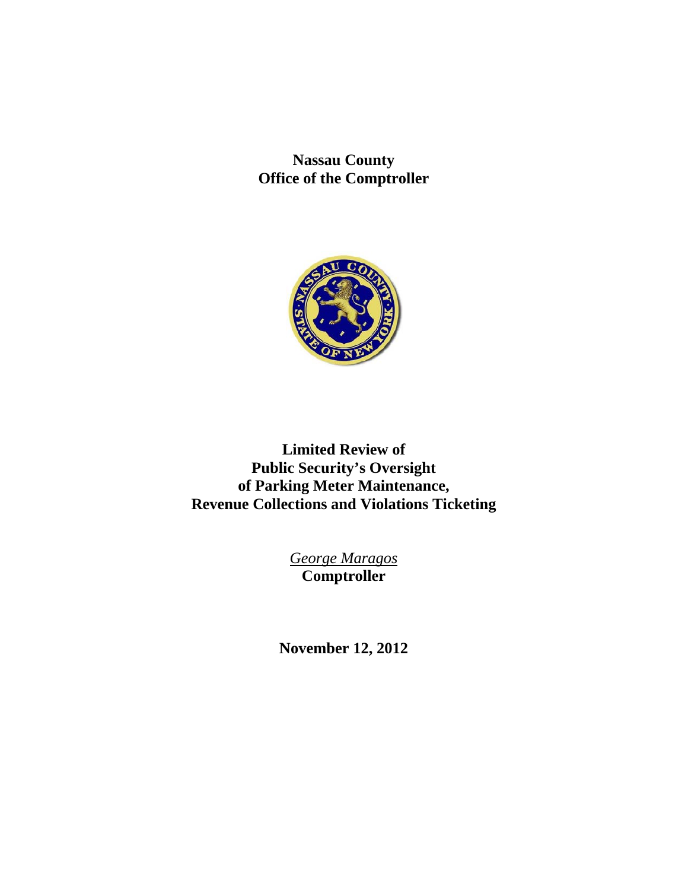**Nassau County**
**Office of the Comptroller**

# Limited Review of Public Security's Oversight of Parking Meter Maintenance, Revenue Collections and Violations Ticketing

*George Maragos*
**Comptroller**

**November 12, 2012**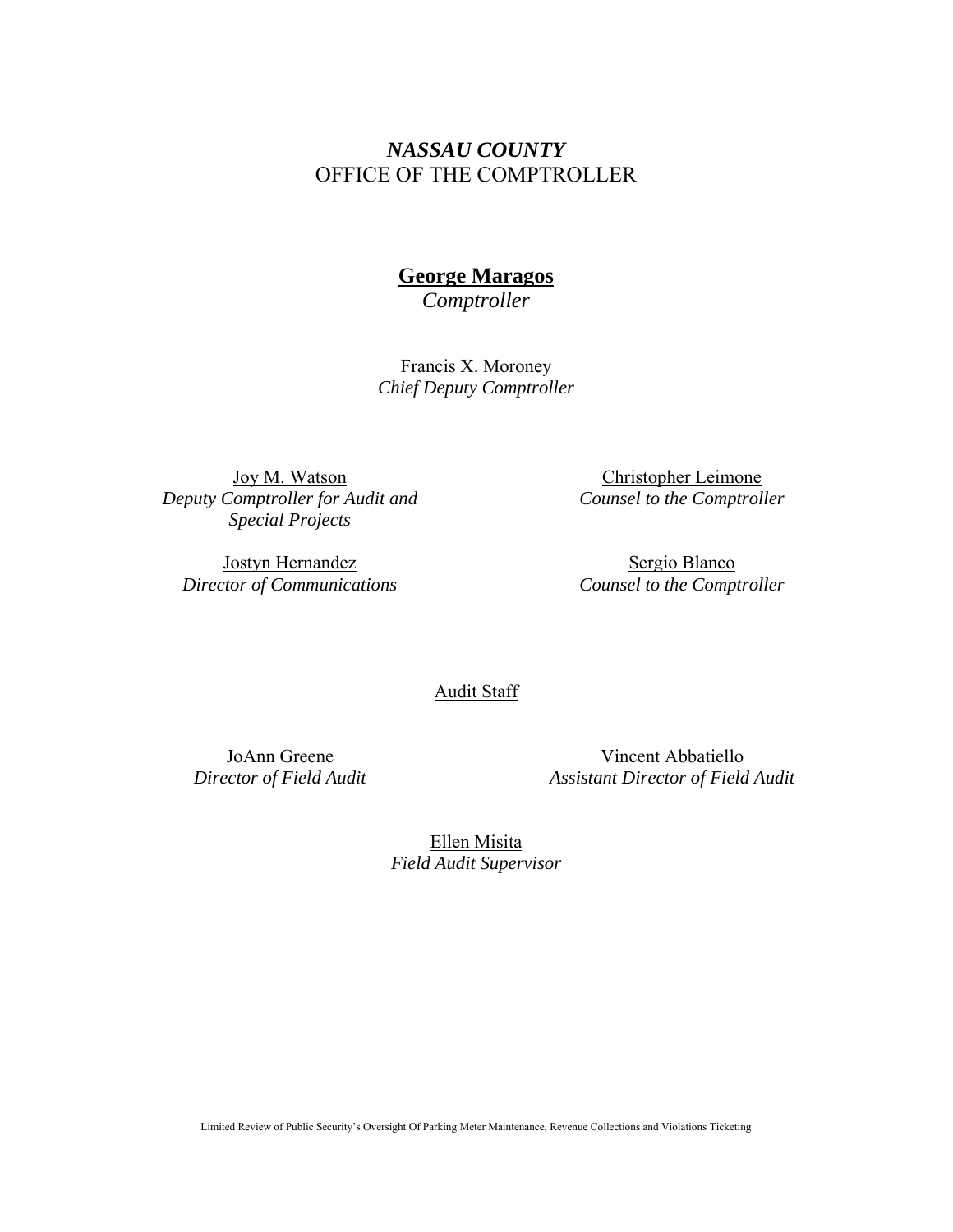## *NASSAU COUNTY*
## OFFICE OF THE COMPTROLLER

**George Maragos**
*Comptroller*

Francis X. Moroney
*Chief Deputy Comptroller*

Joy M. Watson
*Deputy Comptroller for Audit and Special Projects*

Christopher Leimone
*Counsel to the Comptroller*

Jostyn Hernandez
*Director of Communications*

Sergio Blanco
*Counsel to the Comptroller*

Audit Staff

JoAnn Greene
*Director of Field Audit*

Vincent Abbatiello
*Assistant Director of Field Audit*

Ellen Misita
*Field Audit Supervisor*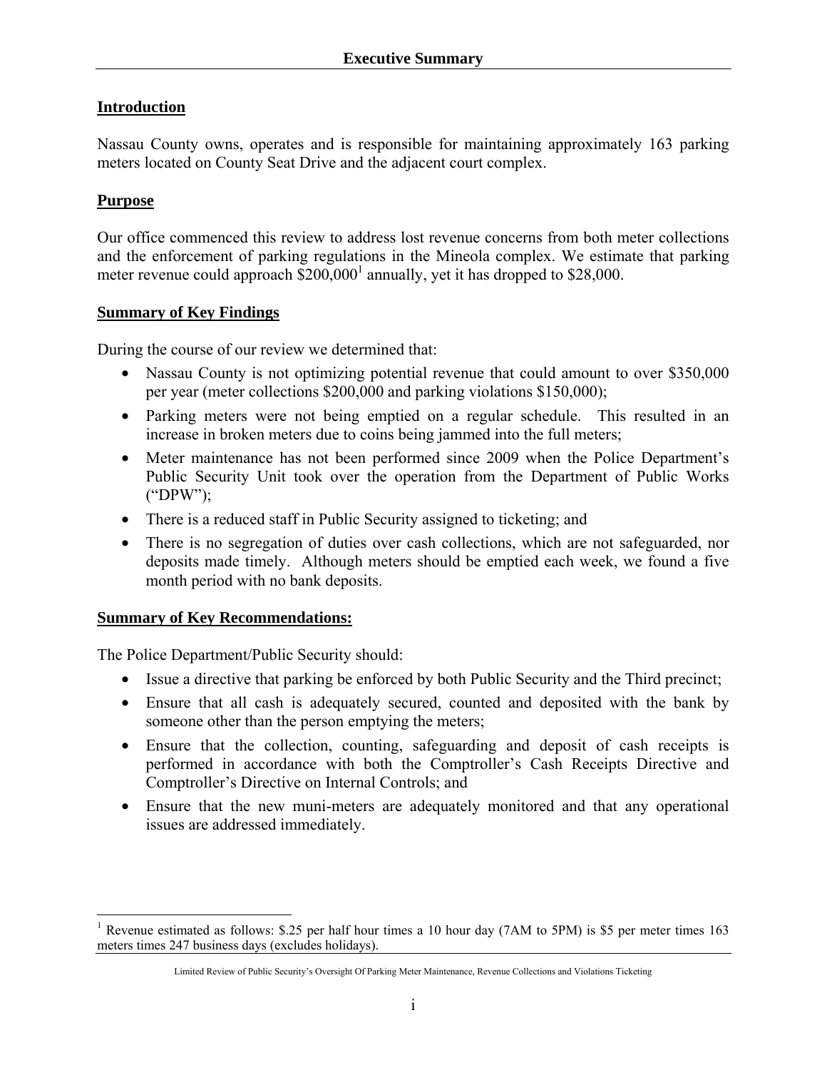# Executive Summary

## Introduction

Nassau County owns, operates and is responsible for maintaining approximately 163 parking meters located on County Seat Drive and the adjacent court complex.

## Purpose

Our office commenced this review to address lost revenue concerns from both meter collections and the enforcement of parking regulations in the Mineola complex. We estimate that parking meter revenue could approach $200,000[1] annually, yet it has dropped to $28,000.

## Summary of Key Findings

During the course of our review we determined that:

- Nassau County is not optimizing potential revenue that could amount to over $350,000 per year (meter collections $200,000 and parking violations $150,000);
- Parking meters were not being emptied on a regular schedule. This resulted in an increase in broken meters due to coins being jammed into the full meters;
- Meter maintenance has not been performed since 2009 when the Police Department's Public Security Unit took over the operation from the Department of Public Works ("DPW");
- There is a reduced staff in Public Security assigned to ticketing; and
- There is no segregation of duties over cash collections, which are not safeguarded, nor deposits made timely. Although meters should be emptied each week, we found a five month period with no bank deposits.

## Summary of Key Recommendations:

The Police Department/Public Security should:

- Issue a directive that parking be enforced by both Public Security and the Third precinct;
- Ensure that all cash is adequately secured, counted and deposited with the bank by someone other than the person emptying the meters;
- Ensure that the collection, counting, safeguarding and deposit of cash receipts is performed in accordance with both the Comptroller's Cash Receipts Directive and Comptroller's Directive on Internal Controls; and
- Ensure that the new muni-meters are adequately monitored and that any operational issues are addressed immediately.

[1] Revenue estimated as follows: $.25 per half hour times a 10 hour day (7AM to 5PM) is $5 per meter times 163 meters times 247 business days (excludes holidays).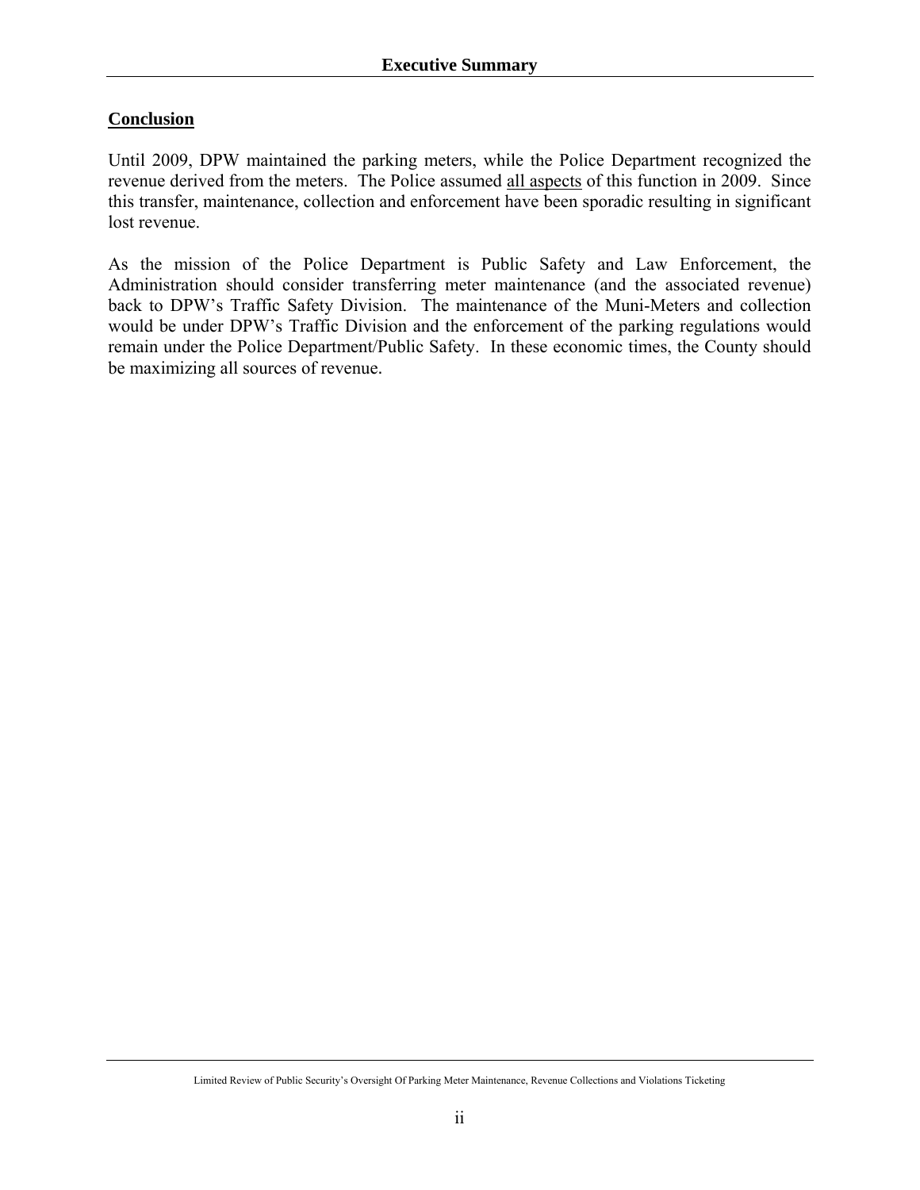**Conclusion**

Until 2009, DPW maintained the parking meters, while the Police Department recognized the revenue derived from the meters. The Police assumed all aspects of this function in 2009. Since this transfer, maintenance, collection and enforcement have been sporadic resulting in significant lost revenue.

As the mission of the Police Department is Public Safety and Law Enforcement, the Administration should consider transferring meter maintenance (and the associated revenue) back to DPW's Traffic Safety Division. The maintenance of the Muni-Meters and collection would be under DPW's Traffic Division and the enforcement of the parking regulations would remain under the Police Department/Public Safety. In these economic times, the County should be maximizing all sources of revenue.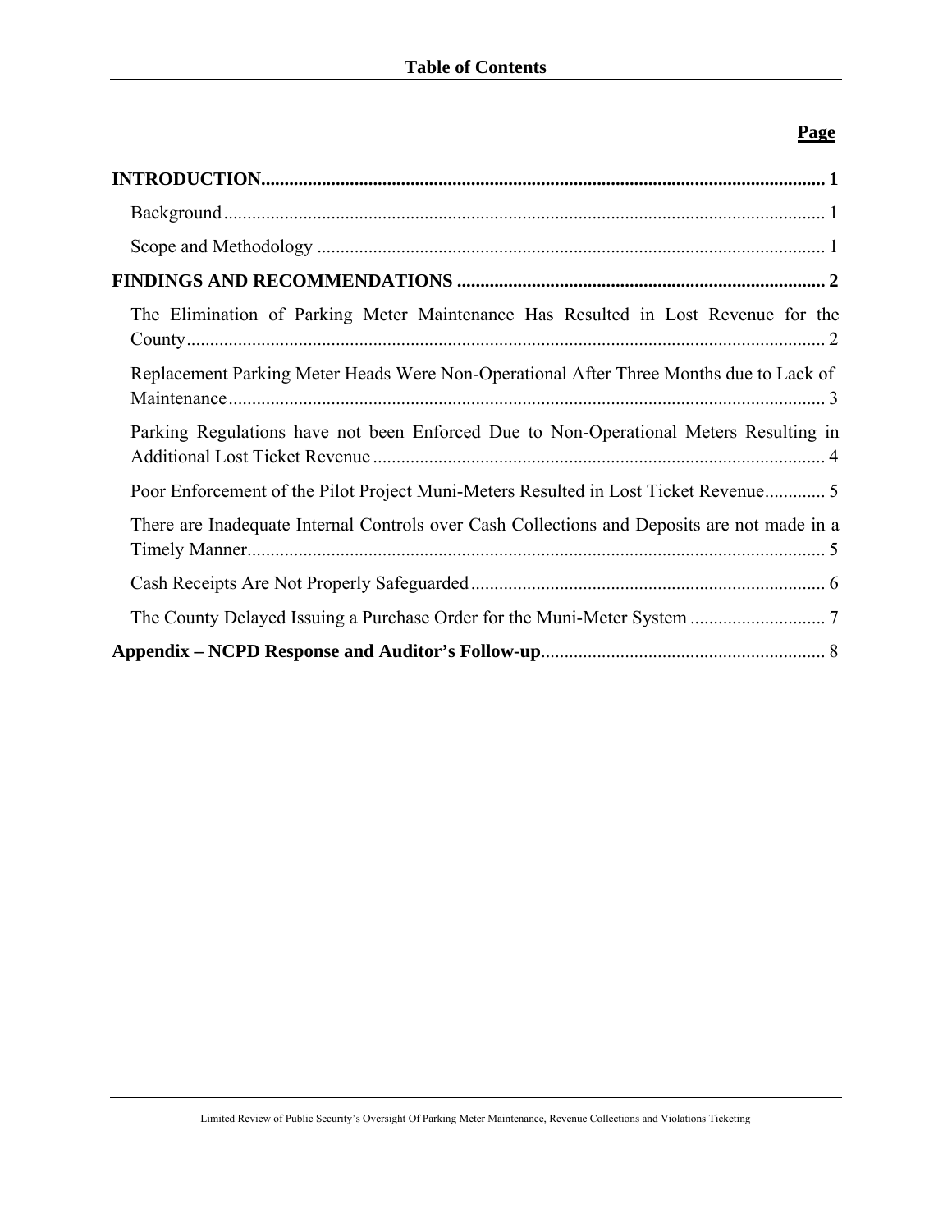# Table of Contents

| | Page |
|---|---|
| **INTRODUCTION** | **1** |
| Background | 1 |
| Scope and Methodology | 1 |
| **FINDINGS AND RECOMMENDATIONS** | **2** |
| The Elimination of Parking Meter Maintenance Has Resulted in Lost Revenue for the County | 2 |
| Replacement Parking Meter Heads Were Non-Operational After Three Months due to Lack of Maintenance | 3 |
| Parking Regulations have not been Enforced Due to Non-Operational Meters Resulting in Additional Lost Ticket Revenue | 4 |
| Poor Enforcement of the Pilot Project Muni-Meters Resulted in Lost Ticket Revenue | 5 |
| There are Inadequate Internal Controls over Cash Collections and Deposits are not made in a Timely Manner | 5 |
| Cash Receipts Are Not Properly Safeguarded | 6 |
| The County Delayed Issuing a Purchase Order for the Muni-Meter System | 7 |
| **Appendix – NCPD Response and Auditor's Follow-up** | 8 |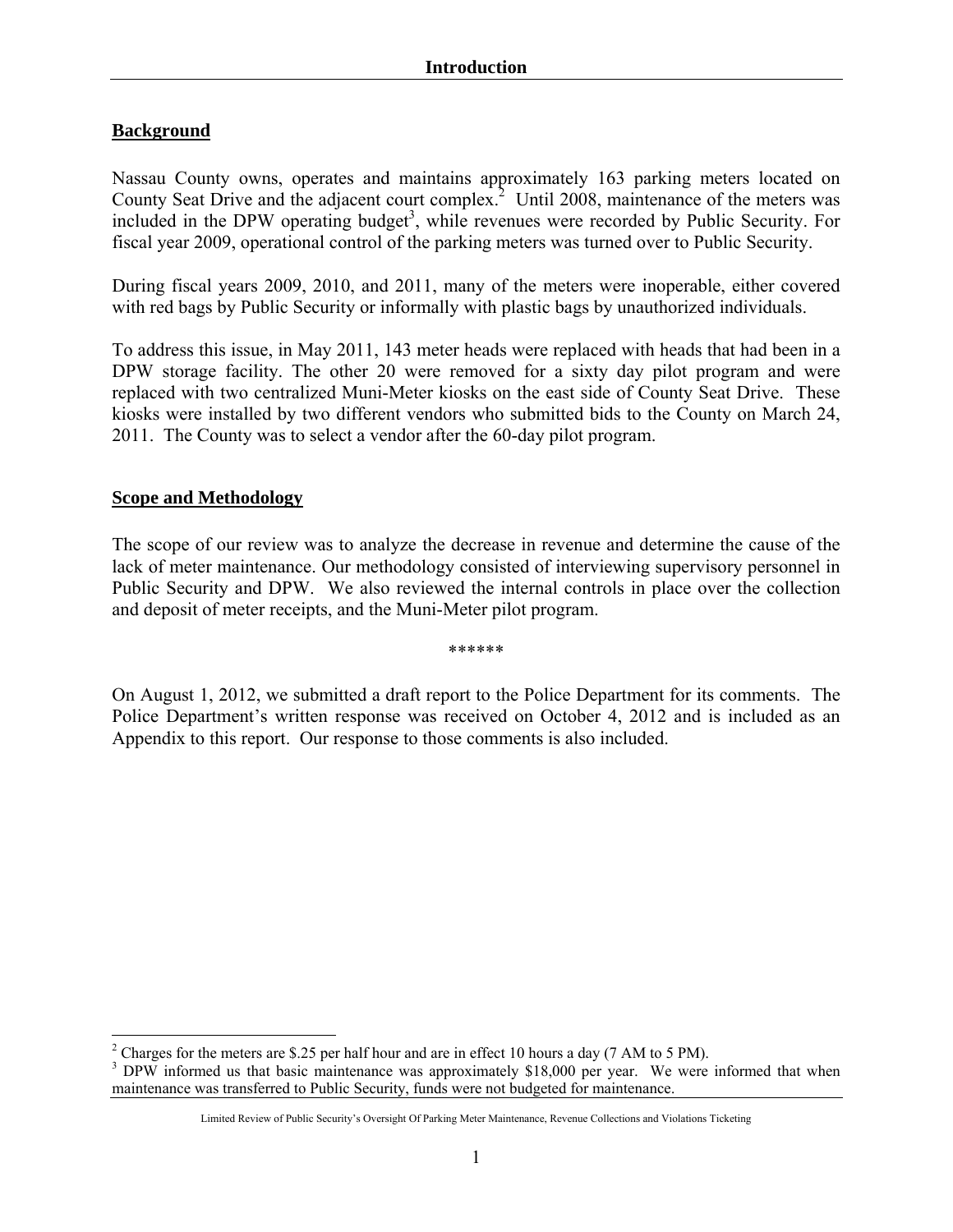# Introduction

## Background

Nassau County owns, operates and maintains approximately 163 parking meters located on County Seat Drive and the adjacent court complex.[2] Until 2008, maintenance of the meters was included in the DPW operating budget[3], while revenues were recorded by Public Security. For fiscal year 2009, operational control of the parking meters was turned over to Public Security.

During fiscal years 2009, 2010, and 2011, many of the meters were inoperable, either covered with red bags by Public Security or informally with plastic bags by unauthorized individuals.

To address this issue, in May 2011, 143 meter heads were replaced with heads that had been in a DPW storage facility. The other 20 were removed for a sixty day pilot program and were replaced with two centralized Muni-Meter kiosks on the east side of County Seat Drive. These kiosks were installed by two different vendors who submitted bids to the County on March 24, 2011. The County was to select a vendor after the 60-day pilot program.

## Scope and Methodology

The scope of our review was to analyze the decrease in revenue and determine the cause of the lack of meter maintenance. Our methodology consisted of interviewing supervisory personnel in Public Security and DPW. We also reviewed the internal controls in place over the collection and deposit of meter receipts, and the Muni-Meter pilot program.

******

On August 1, 2012, we submitted a draft report to the Police Department for its comments. The Police Department's written response was received on October 4, 2012 and is included as an Appendix to this report. Our response to those comments is also included.

---

[2] Charges for the meters are $.25 per half hour and are in effect 10 hours a day (7 AM to 5 PM).

[3] DPW informed us that basic maintenance was approximately $18,000 per year. We were informed that when maintenance was transferred to Public Security, funds were not budgeted for maintenance.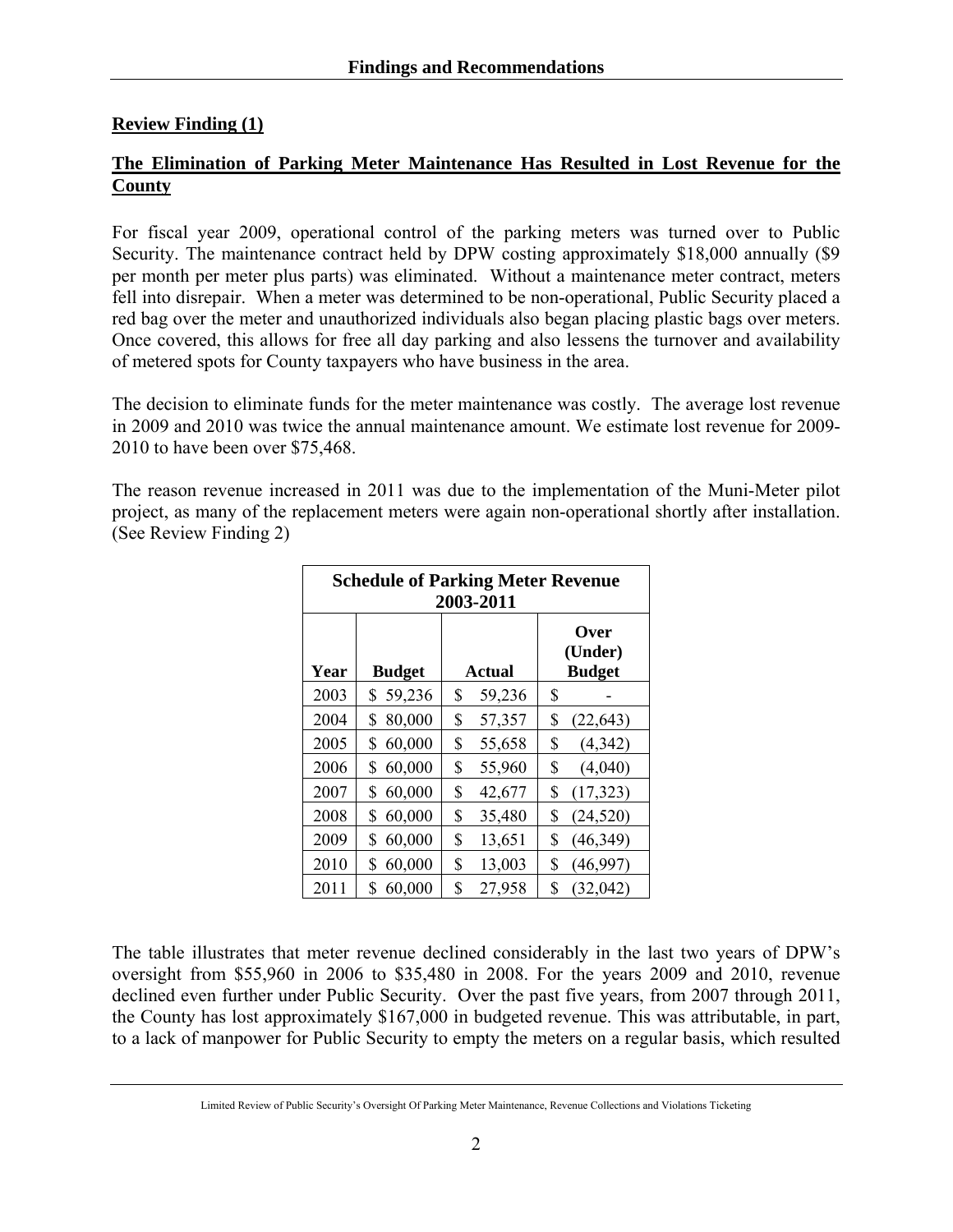## Findings and Recommendations

**Review Finding (1)**

**The Elimination of Parking Meter Maintenance Has Resulted in Lost Revenue for the County**

For fiscal year 2009, operational control of the parking meters was turned over to Public Security. The maintenance contract held by DPW costing approximately $18,000 annually ($9 per month per meter plus parts) was eliminated. Without a maintenance meter contract, meters fell into disrepair. When a meter was determined to be non-operational, Public Security placed a red bag over the meter and unauthorized individuals also began placing plastic bags over meters. Once covered, this allows for free all day parking and also lessens the turnover and availability of metered spots for County taxpayers who have business in the area.

The decision to eliminate funds for the meter maintenance was costly. The average lost revenue in 2009 and 2010 was twice the annual maintenance amount. We estimate lost revenue for 2009-2010 to have been over $75,468.

The reason revenue increased in 2011 was due to the implementation of the Muni-Meter pilot project, as many of the replacement meters were again non-operational shortly after installation. (See Review Finding 2)

| Schedule of Parking Meter Revenue 2003-2011 | | | |
|---|---|---|---|
| Year | Budget | Actual | Over (Under) Budget |
| 2003 | $ 59,236 | $ 59,236 | $ - |
| 2004 | $ 80,000 | $ 57,357 | $ (22,643) |
| 2005 | $ 60,000 | $ 55,658 | $ (4,342) |
| 2006 | $ 60,000 | $ 55,960 | $ (4,040) |
| 2007 | $ 60,000 | $ 42,677 | $ (17,323) |
| 2008 | $ 60,000 | $ 35,480 | $ (24,520) |
| 2009 | $ 60,000 | $ 13,651 | $ (46,349) |
| 2010 | $ 60,000 | $ 13,003 | $ (46,997) |
| 2011 | $ 60,000 | $ 27,958 | $ (32,042) |

The table illustrates that meter revenue declined considerably in the last two years of DPW's oversight from $55,960 in 2006 to $35,480 in 2008. For the years 2009 and 2010, revenue declined even further under Public Security. Over the past five years, from 2007 through 2011, the County has lost approximately $167,000 in budgeted revenue. This was attributable, in part, to a lack of manpower for Public Security to empty the meters on a regular basis, which resulted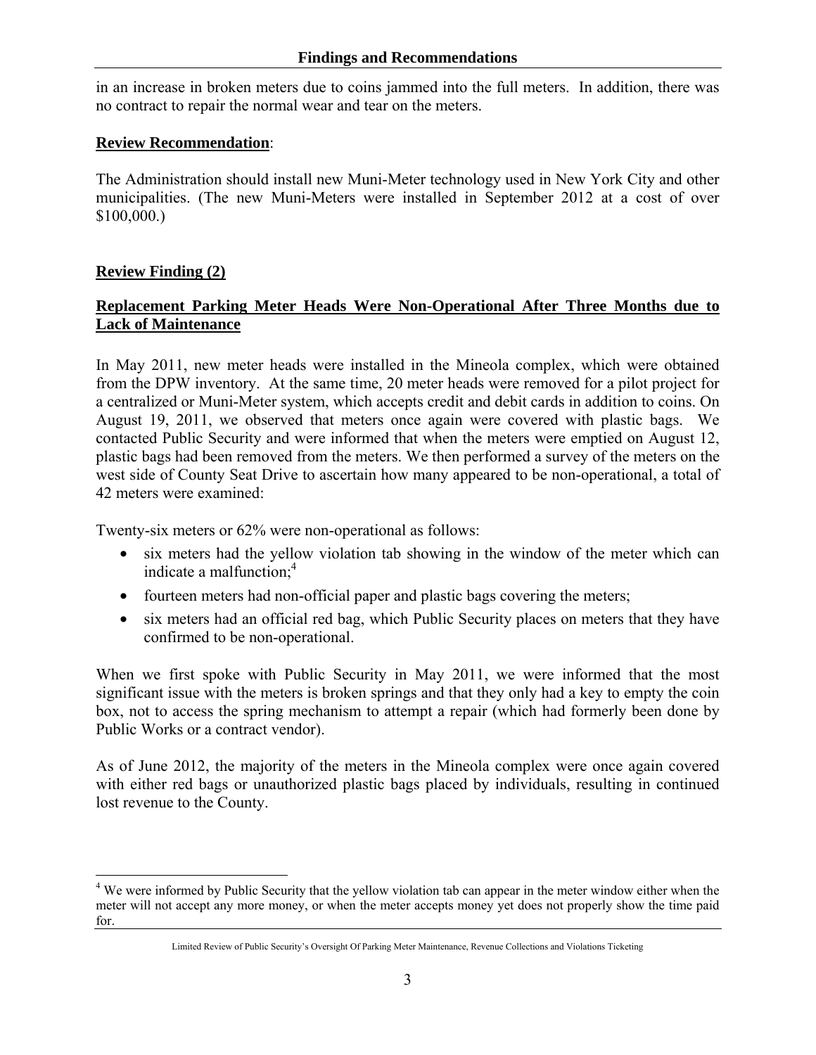in an increase in broken meters due to coins jammed into the full meters. In addition, there was no contract to repair the normal wear and tear on the meters.

**Review Recommendation**:

The Administration should install new Muni-Meter technology used in New York City and other municipalities. (The new Muni-Meters were installed in September 2012 at a cost of over $100,000.)

## Review Finding (2)

### Replacement Parking Meter Heads Were Non-Operational After Three Months due to Lack of Maintenance

In May 2011, new meter heads were installed in the Mineola complex, which were obtained from the DPW inventory. At the same time, 20 meter heads were removed for a pilot project for a centralized or Muni-Meter system, which accepts credit and debit cards in addition to coins. On August 19, 2011, we observed that meters once again were covered with plastic bags. We contacted Public Security and were informed that when the meters were emptied on August 12, plastic bags had been removed from the meters. We then performed a survey of the meters on the west side of County Seat Drive to ascertain how many appeared to be non-operational, a total of 42 meters were examined:

Twenty-six meters or 62% were non-operational as follows:

- six meters had the yellow violation tab showing in the window of the meter which can indicate a malfunction;[4]
- fourteen meters had non-official paper and plastic bags covering the meters;
- six meters had an official red bag, which Public Security places on meters that they have confirmed to be non-operational.

When we first spoke with Public Security in May 2011, we were informed that the most significant issue with the meters is broken springs and that they only had a key to empty the coin box, not to access the spring mechanism to attempt a repair (which had formerly been done by Public Works or a contract vendor).

As of June 2012, the majority of the meters in the Mineola complex were once again covered with either red bags or unauthorized plastic bags placed by individuals, resulting in continued lost revenue to the County.

---

[4] We were informed by Public Security that the yellow violation tab can appear in the meter window either when the meter will not accept any more money, or when the meter accepts money yet does not properly show the time paid for.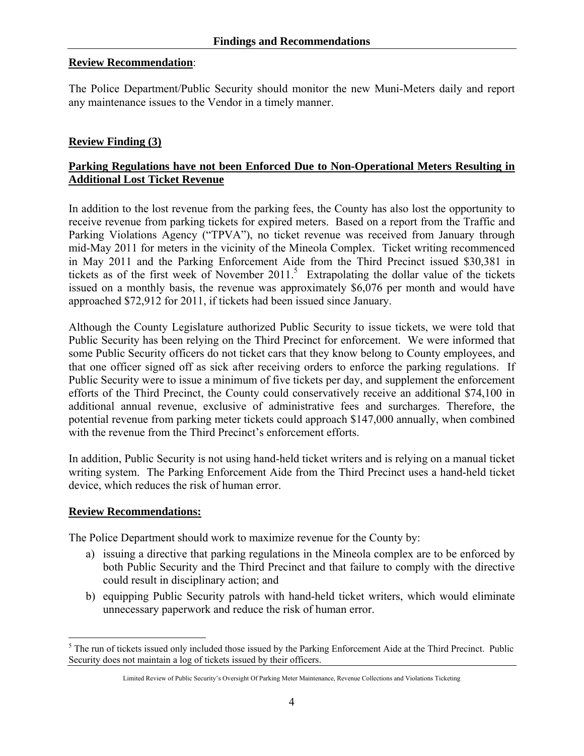**Review Recommendation**:

The Police Department/Public Security should monitor the new Muni-Meters daily and report any maintenance issues to the Vendor in a timely manner.

**Review Finding (3)**

**Parking Regulations have not been Enforced Due to Non-Operational Meters Resulting in Additional Lost Ticket Revenue**

In addition to the lost revenue from the parking fees, the County has also lost the opportunity to receive revenue from parking tickets for expired meters. Based on a report from the Traffic and Parking Violations Agency ("TPVA"), no ticket revenue was received from January through mid-May 2011 for meters in the vicinity of the Mineola Complex. Ticket writing recommenced in May 2011 and the Parking Enforcement Aide from the Third Precinct issued $30,381 in tickets as of the first week of November 2011.[5] Extrapolating the dollar value of the tickets issued on a monthly basis, the revenue was approximately $6,076 per month and would have approached $72,912 for 2011, if tickets had been issued since January.

Although the County Legislature authorized Public Security to issue tickets, we were told that Public Security has been relying on the Third Precinct for enforcement. We were informed that some Public Security officers do not ticket cars that they know belong to County employees, and that one officer signed off as sick after receiving orders to enforce the parking regulations. If Public Security were to issue a minimum of five tickets per day, and supplement the enforcement efforts of the Third Precinct, the County could conservatively receive an additional $74,100 in additional annual revenue, exclusive of administrative fees and surcharges. Therefore, the potential revenue from parking meter tickets could approach $147,000 annually, when combined with the revenue from the Third Precinct's enforcement efforts.

In addition, Public Security is not using hand-held ticket writers and is relying on a manual ticket writing system. The Parking Enforcement Aide from the Third Precinct uses a hand-held ticket device, which reduces the risk of human error.

**Review Recommendations:**

The Police Department should work to maximize revenue for the County by:

a) issuing a directive that parking regulations in the Mineola complex are to be enforced by both Public Security and the Third Precinct and that failure to comply with the directive could result in disciplinary action; and
b) equipping Public Security patrols with hand-held ticket writers, which would eliminate unnecessary paperwork and reduce the risk of human error.

[5] The run of tickets issued only included those issued by the Parking Enforcement Aide at the Third Precinct. Public Security does not maintain a log of tickets issued by their officers.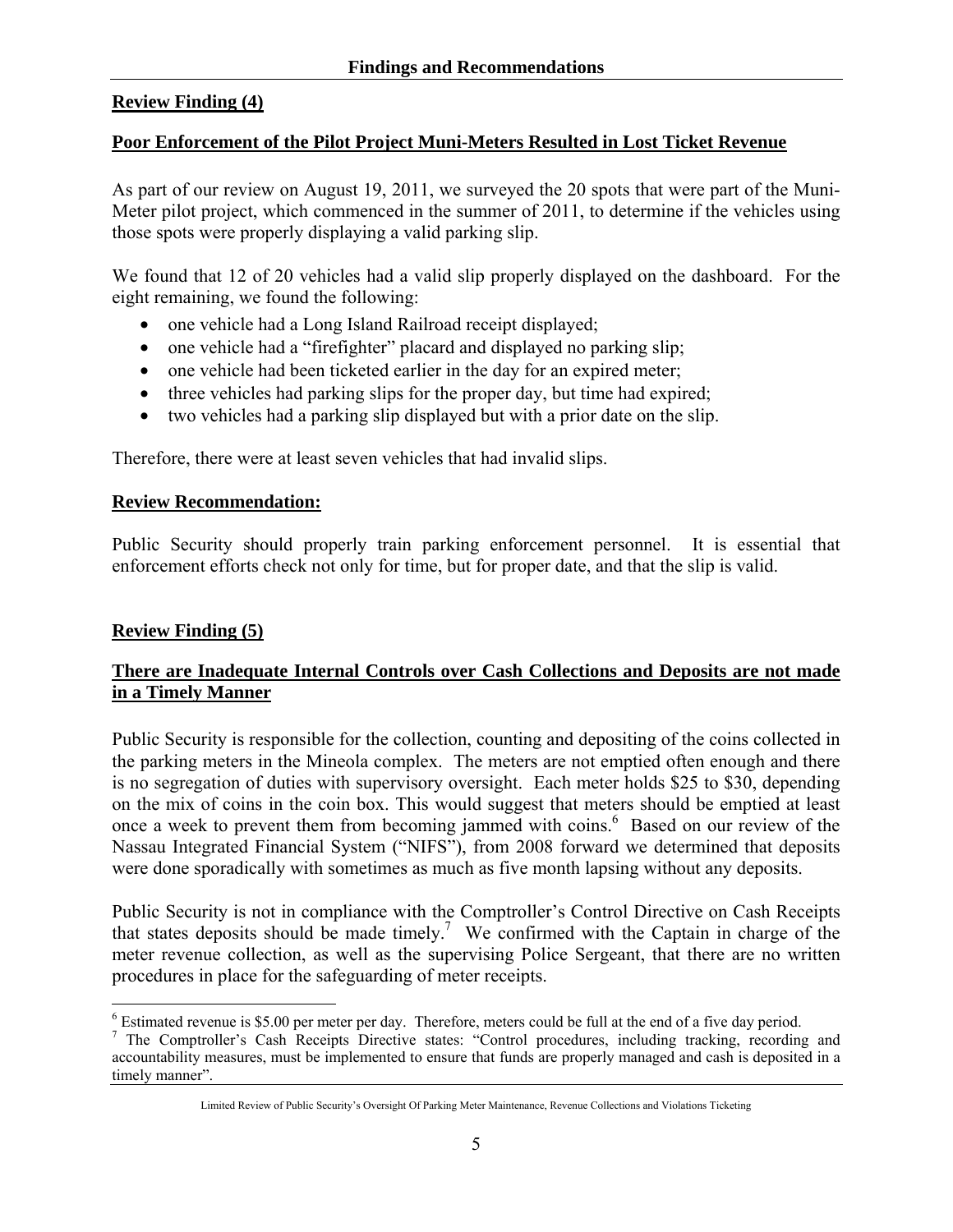## Findings and Recommendations

**Review Finding (4)**

**Poor Enforcement of the Pilot Project Muni-Meters Resulted in Lost Ticket Revenue**

As part of our review on August 19, 2011, we surveyed the 20 spots that were part of the Muni-Meter pilot project, which commenced in the summer of 2011, to determine if the vehicles using those spots were properly displaying a valid parking slip.

We found that 12 of 20 vehicles had a valid slip properly displayed on the dashboard. For the eight remaining, we found the following:

- one vehicle had a Long Island Railroad receipt displayed;
- one vehicle had a "firefighter" placard and displayed no parking slip;
- one vehicle had been ticketed earlier in the day for an expired meter;
- three vehicles had parking slips for the proper day, but time had expired;
- two vehicles had a parking slip displayed but with a prior date on the slip.

Therefore, there were at least seven vehicles that had invalid slips.

**Review Recommendation:**

Public Security should properly train parking enforcement personnel. It is essential that enforcement efforts check not only for time, but for proper date, and that the slip is valid.

**Review Finding (5)**

**There are Inadequate Internal Controls over Cash Collections and Deposits are not made in a Timely Manner**

Public Security is responsible for the collection, counting and depositing of the coins collected in the parking meters in the Mineola complex. The meters are not emptied often enough and there is no segregation of duties with supervisory oversight. Each meter holds \$25 to \$30, depending on the mix of coins in the coin box. This would suggest that meters should be emptied at least once a week to prevent them from becoming jammed with coins.[6] Based on our review of the Nassau Integrated Financial System ("NIFS"), from 2008 forward we determined that deposits were done sporadically with sometimes as much as five month lapsing without any deposits.

Public Security is not in compliance with the Comptroller's Control Directive on Cash Receipts that states deposits should be made timely.[7] We confirmed with the Captain in charge of the meter revenue collection, as well as the supervising Police Sergeant, that there are no written procedures in place for the safeguarding of meter receipts.

---

[6] Estimated revenue is \$5.00 per meter per day. Therefore, meters could be full at the end of a five day period.

[7] The Comptroller's Cash Receipts Directive states: "Control procedures, including tracking, recording and accountability measures, must be implemented to ensure that funds are properly managed and cash is deposited in a timely manner".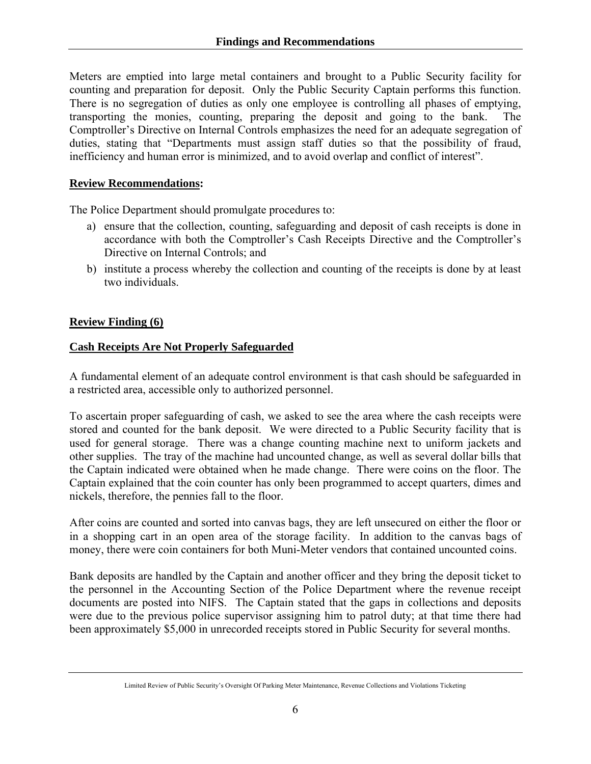Meters are emptied into large metal containers and brought to a Public Security facility for counting and preparation for deposit. Only the Public Security Captain performs this function. There is no segregation of duties as only one employee is controlling all phases of emptying, transporting the monies, counting, preparing the deposit and going to the bank. The Comptroller's Directive on Internal Controls emphasizes the need for an adequate segregation of duties, stating that "Departments must assign staff duties so that the possibility of fraud, inefficiency and human error is minimized, and to avoid overlap and conflict of interest".

**Review Recommendations:**

The Police Department should promulgate procedures to:

a) ensure that the collection, counting, safeguarding and deposit of cash receipts is done in accordance with both the Comptroller's Cash Receipts Directive and the Comptroller's Directive on Internal Controls; and
b) institute a process whereby the collection and counting of the receipts is done by at least two individuals.

## Review Finding (6)

## Cash Receipts Are Not Properly Safeguarded

A fundamental element of an adequate control environment is that cash should be safeguarded in a restricted area, accessible only to authorized personnel.

To ascertain proper safeguarding of cash, we asked to see the area where the cash receipts were stored and counted for the bank deposit. We were directed to a Public Security facility that is used for general storage. There was a change counting machine next to uniform jackets and other supplies. The tray of the machine had uncounted change, as well as several dollar bills that the Captain indicated were obtained when he made change. There were coins on the floor. The Captain explained that the coin counter has only been programmed to accept quarters, dimes and nickels, therefore, the pennies fall to the floor.

After coins are counted and sorted into canvas bags, they are left unsecured on either the floor or in a shopping cart in an open area of the storage facility. In addition to the canvas bags of money, there were coin containers for both Muni-Meter vendors that contained uncounted coins.

Bank deposits are handled by the Captain and another officer and they bring the deposit ticket to the personnel in the Accounting Section of the Police Department where the revenue receipt documents are posted into NIFS. The Captain stated that the gaps in collections and deposits were due to the previous police supervisor assigning him to patrol duty; at that time there had been approximately $5,000 in unrecorded receipts stored in Public Security for several months.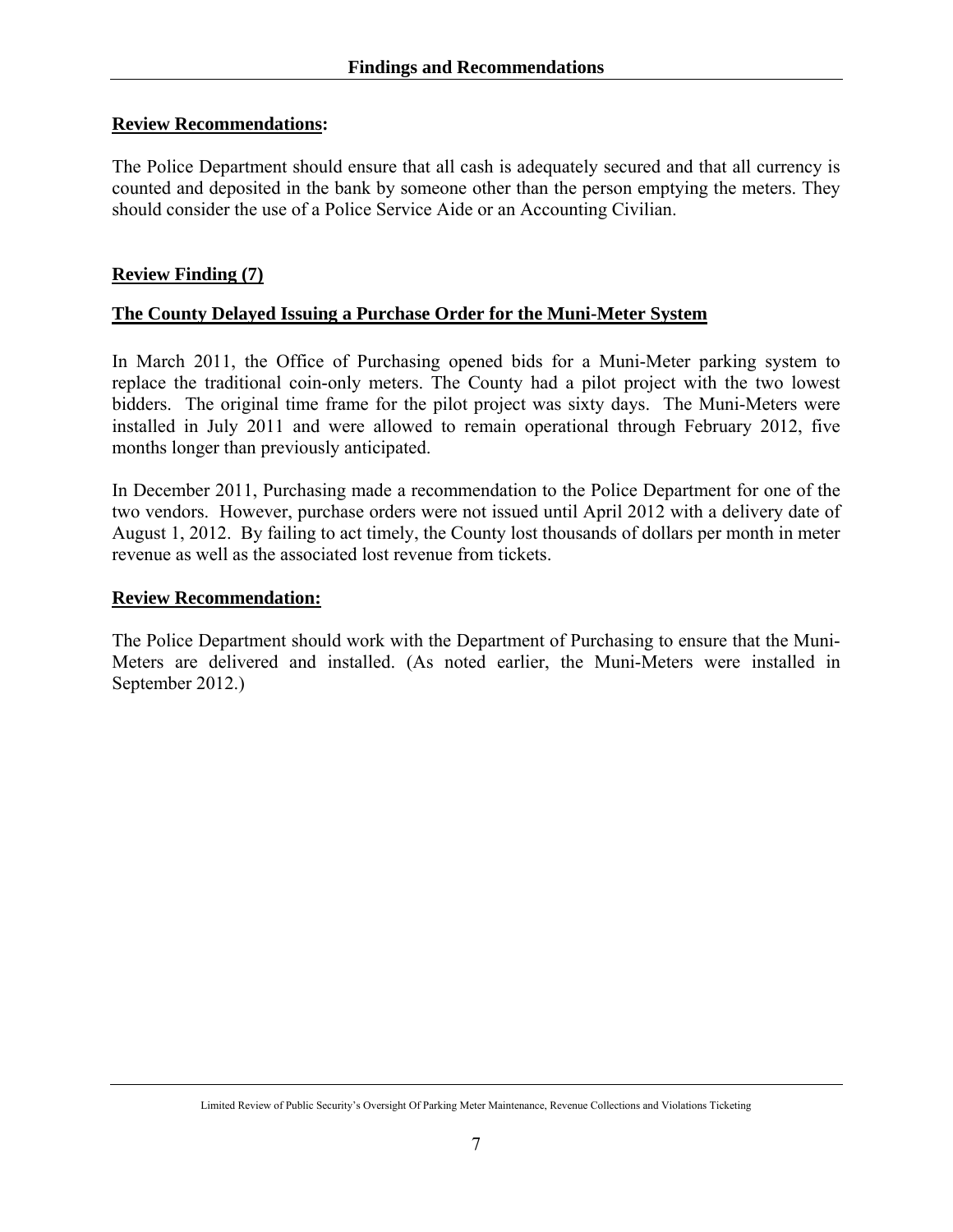**Review Recommendations:**

The Police Department should ensure that all cash is adequately secured and that all currency is counted and deposited in the bank by someone other than the person emptying the meters. They should consider the use of a Police Service Aide or an Accounting Civilian.

**Review Finding (7)**

**The County Delayed Issuing a Purchase Order for the Muni-Meter System**

In March 2011, the Office of Purchasing opened bids for a Muni-Meter parking system to replace the traditional coin-only meters. The County had a pilot project with the two lowest bidders. The original time frame for the pilot project was sixty days. The Muni-Meters were installed in July 2011 and were allowed to remain operational through February 2012, five months longer than previously anticipated.

In December 2011, Purchasing made a recommendation to the Police Department for one of the two vendors. However, purchase orders were not issued until April 2012 with a delivery date of August 1, 2012. By failing to act timely, the County lost thousands of dollars per month in meter revenue as well as the associated lost revenue from tickets.

**Review Recommendation:**

The Police Department should work with the Department of Purchasing to ensure that the Muni-Meters are delivered and installed. (As noted earlier, the Muni-Meters were installed in September 2012.)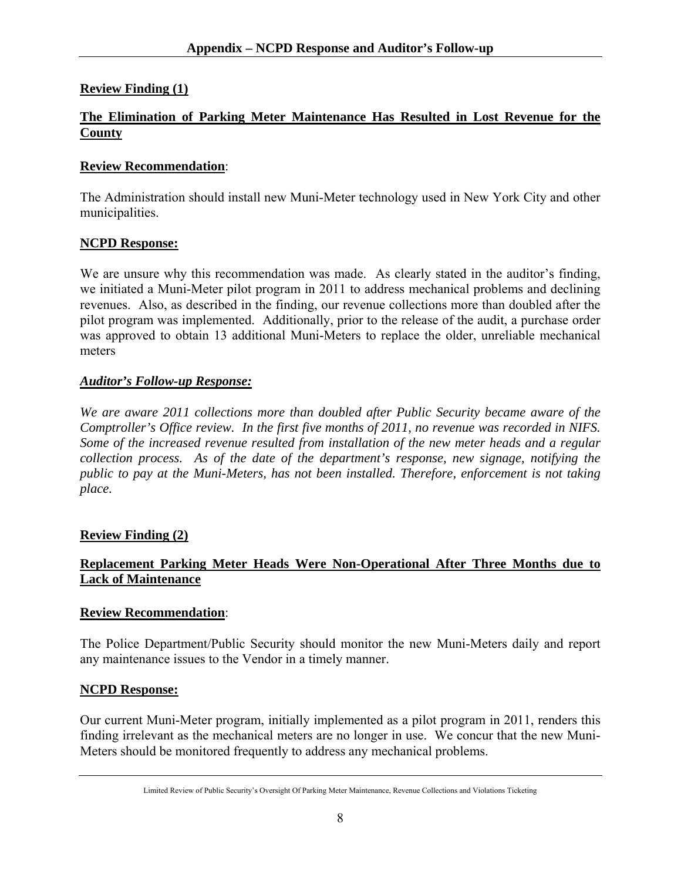## Appendix – NCPD Response and Auditor's Follow-up

### Review Finding (1)

### The Elimination of Parking Meter Maintenance Has Resulted in Lost Revenue for the County

**Review Recommendation**:

The Administration should install new Muni-Meter technology used in New York City and other municipalities.

**NCPD Response:**

We are unsure why this recommendation was made. As clearly stated in the auditor's finding, we initiated a Muni-Meter pilot program in 2011 to address mechanical problems and declining revenues. Also, as described in the finding, our revenue collections more than doubled after the pilot program was implemented. Additionally, prior to the release of the audit, a purchase order was approved to obtain 13 additional Muni-Meters to replace the older, unreliable mechanical meters

***Auditor's Follow-up Response:***

*We are aware 2011 collections more than doubled after Public Security became aware of the Comptroller's Office review. In the first five months of 2011, no revenue was recorded in NIFS. Some of the increased revenue resulted from installation of the new meter heads and a regular collection process. As of the date of the department's response, new signage, notifying the public to pay at the Muni-Meters, has not been installed. Therefore, enforcement is not taking place.*

### Review Finding (2)

### Replacement Parking Meter Heads Were Non-Operational After Three Months due to Lack of Maintenance

**Review Recommendation**:

The Police Department/Public Security should monitor the new Muni-Meters daily and report any maintenance issues to the Vendor in a timely manner.

**NCPD Response:**

Our current Muni-Meter program, initially implemented as a pilot program in 2011, renders this finding irrelevant as the mechanical meters are no longer in use. We concur that the new Muni-Meters should be monitored frequently to address any mechanical problems.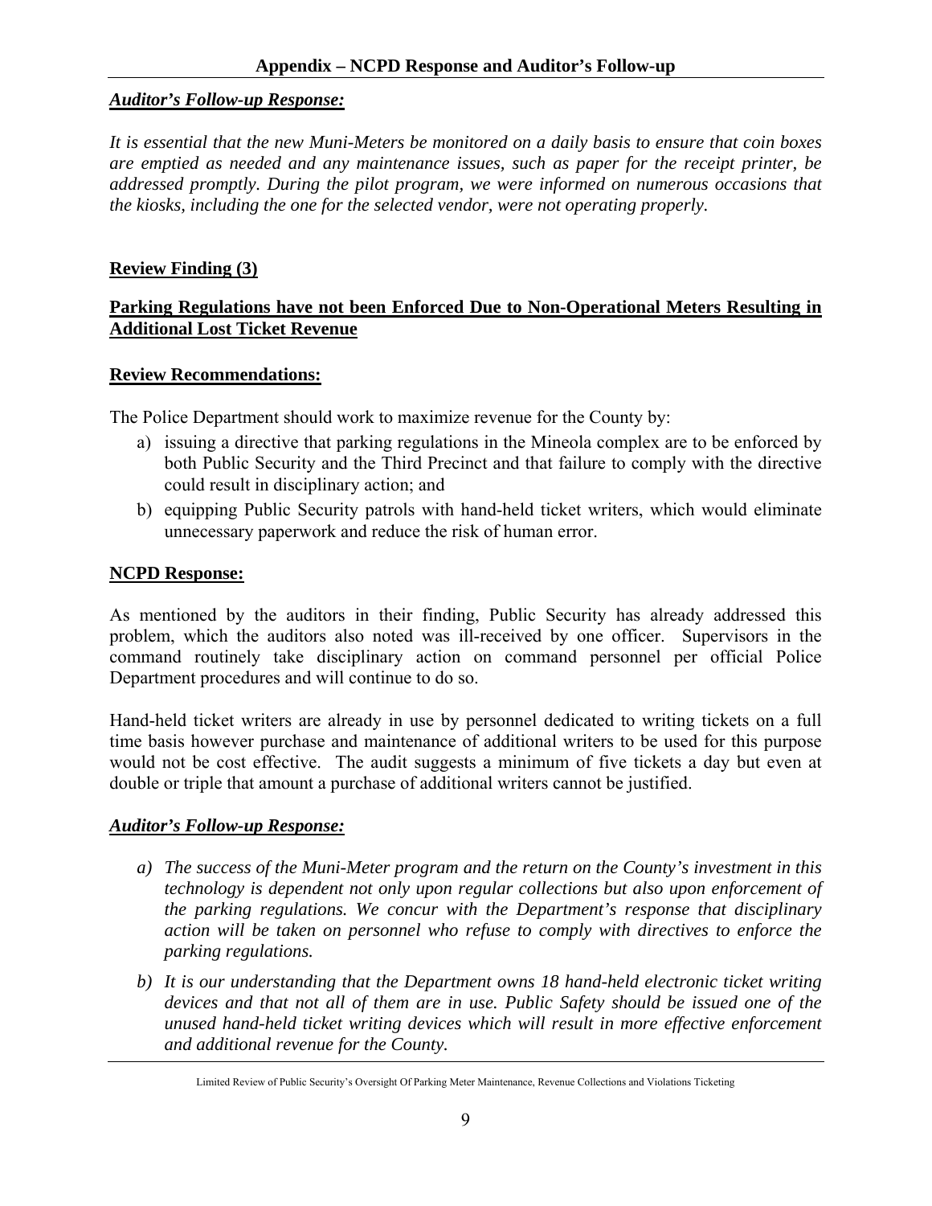***Auditor's Follow-up Response:***

*It is essential that the new Muni-Meters be monitored on a daily basis to ensure that coin boxes are emptied as needed and any maintenance issues, such as paper for the receipt printer, be addressed promptly. During the pilot program, we were informed on numerous occasions that the kiosks, including the one for the selected vendor, were not operating properly.*

**Review Finding (3)**

**Parking Regulations have not been Enforced Due to Non-Operational Meters Resulting in Additional Lost Ticket Revenue**

**Review Recommendations:**

The Police Department should work to maximize revenue for the County by:

a) issuing a directive that parking regulations in the Mineola complex are to be enforced by both Public Security and the Third Precinct and that failure to comply with the directive could result in disciplinary action; and
b) equipping Public Security patrols with hand-held ticket writers, which would eliminate unnecessary paperwork and reduce the risk of human error.

**NCPD Response:**

As mentioned by the auditors in their finding, Public Security has already addressed this problem, which the auditors also noted was ill-received by one officer. Supervisors in the command routinely take disciplinary action on command personnel per official Police Department procedures and will continue to do so.

Hand-held ticket writers are already in use by personnel dedicated to writing tickets on a full time basis however purchase and maintenance of additional writers to be used for this purpose would not be cost effective. The audit suggests a minimum of five tickets a day but even at double or triple that amount a purchase of additional writers cannot be justified.

***Auditor's Follow-up Response:***

*a) The success of the Muni-Meter program and the return on the County's investment in this technology is dependent not only upon regular collections but also upon enforcement of the parking regulations. We concur with the Department's response that disciplinary action will be taken on personnel who refuse to comply with directives to enforce the parking regulations.*

*b) It is our understanding that the Department owns 18 hand-held electronic ticket writing devices and that not all of them are in use. Public Safety should be issued one of the unused hand-held ticket writing devices which will result in more effective enforcement and additional revenue for the County.*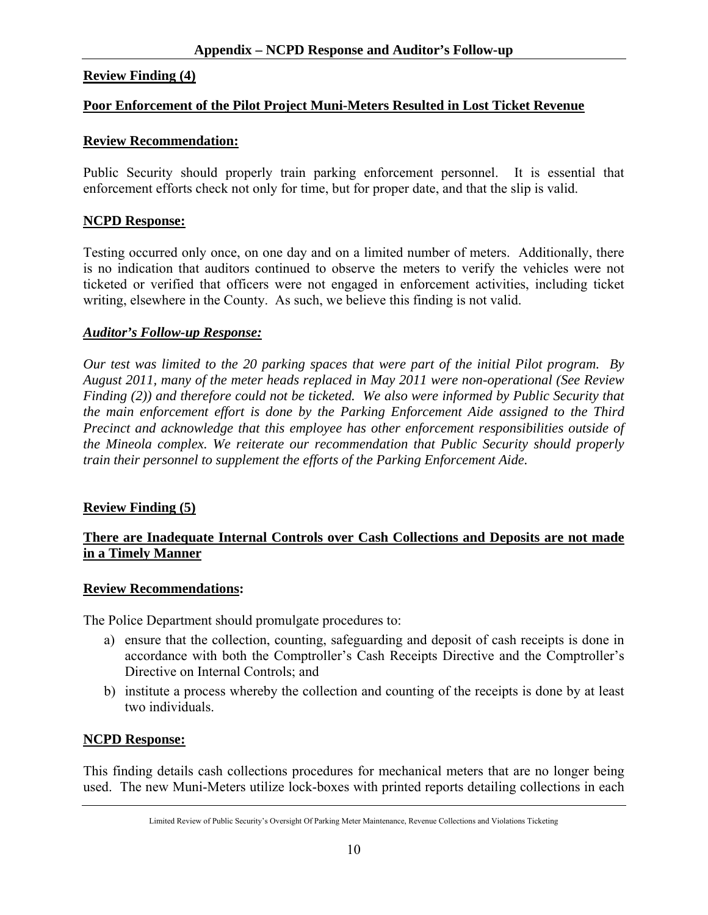## Appendix – NCPD Response and Auditor's Follow-up

**Review Finding (4)**

**Poor Enforcement of the Pilot Project Muni-Meters Resulted in Lost Ticket Revenue**

**Review Recommendation:**

Public Security should properly train parking enforcement personnel. It is essential that enforcement efforts check not only for time, but for proper date, and that the slip is valid.

**NCPD Response:**

Testing occurred only once, on one day and on a limited number of meters. Additionally, there is no indication that auditors continued to observe the meters to verify the vehicles were not ticketed or verified that officers were not engaged in enforcement activities, including ticket writing, elsewhere in the County. As such, we believe this finding is not valid.

***Auditor's Follow-up Response:***

*Our test was limited to the 20 parking spaces that were part of the initial Pilot program. By August 2011, many of the meter heads replaced in May 2011 were non-operational (See Review Finding (2)) and therefore could not be ticketed. We also were informed by Public Security that the main enforcement effort is done by the Parking Enforcement Aide assigned to the Third Precinct and acknowledge that this employee has other enforcement responsibilities outside of the Mineola complex. We reiterate our recommendation that Public Security should properly train their personnel to supplement the efforts of the Parking Enforcement Aide.*

**Review Finding (5)**

**There are Inadequate Internal Controls over Cash Collections and Deposits are not made in a Timely Manner**

**Review Recommendations:**

The Police Department should promulgate procedures to:

a) ensure that the collection, counting, safeguarding and deposit of cash receipts is done in accordance with both the Comptroller's Cash Receipts Directive and the Comptroller's Directive on Internal Controls; and
b) institute a process whereby the collection and counting of the receipts is done by at least two individuals.

**NCPD Response:**

This finding details cash collections procedures for mechanical meters that are no longer being used. The new Muni-Meters utilize lock-boxes with printed reports detailing collections in each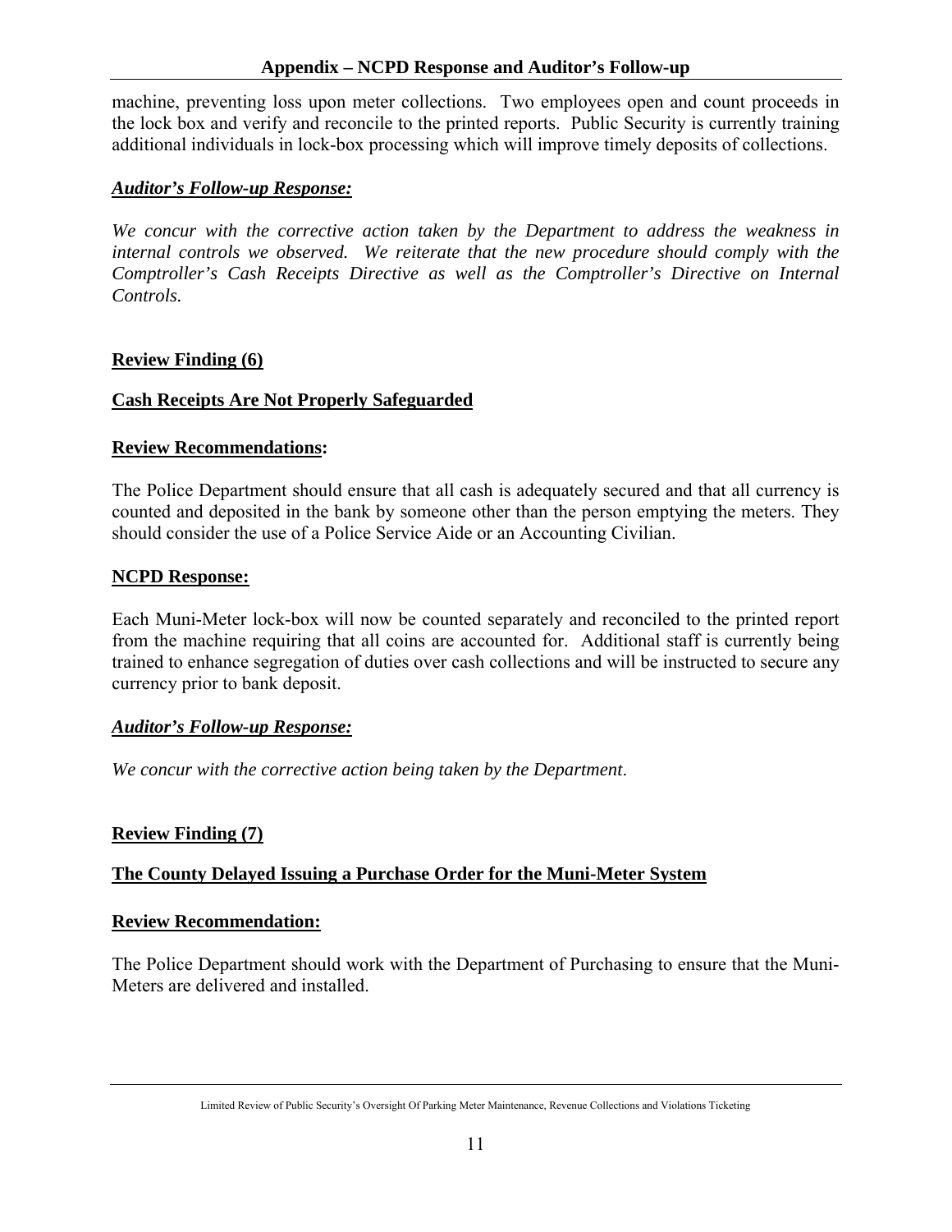machine, preventing loss upon meter collections. Two employees open and count proceeds in the lock box and verify and reconcile to the printed reports. Public Security is currently training additional individuals in lock-box processing which will improve timely deposits of collections.

***Auditor's Follow-up Response:***

*We concur with the corrective action taken by the Department to address the weakness in internal controls we observed. We reiterate that the new procedure should comply with the Comptroller's Cash Receipts Directive as well as the Comptroller's Directive on Internal Controls.*

**Review Finding (6)**

**Cash Receipts Are Not Properly Safeguarded**

**Review Recommendations:**

The Police Department should ensure that all cash is adequately secured and that all currency is counted and deposited in the bank by someone other than the person emptying the meters. They should consider the use of a Police Service Aide or an Accounting Civilian.

**NCPD Response:**

Each Muni-Meter lock-box will now be counted separately and reconciled to the printed report from the machine requiring that all coins are accounted for. Additional staff is currently being trained to enhance segregation of duties over cash collections and will be instructed to secure any currency prior to bank deposit.

***Auditor's Follow-up Response:***

*We concur with the corrective action being taken by the Department.*

**Review Finding (7)**

**The County Delayed Issuing a Purchase Order for the Muni-Meter System**

**Review Recommendation:**

The Police Department should work with the Department of Purchasing to ensure that the Muni-Meters are delivered and installed.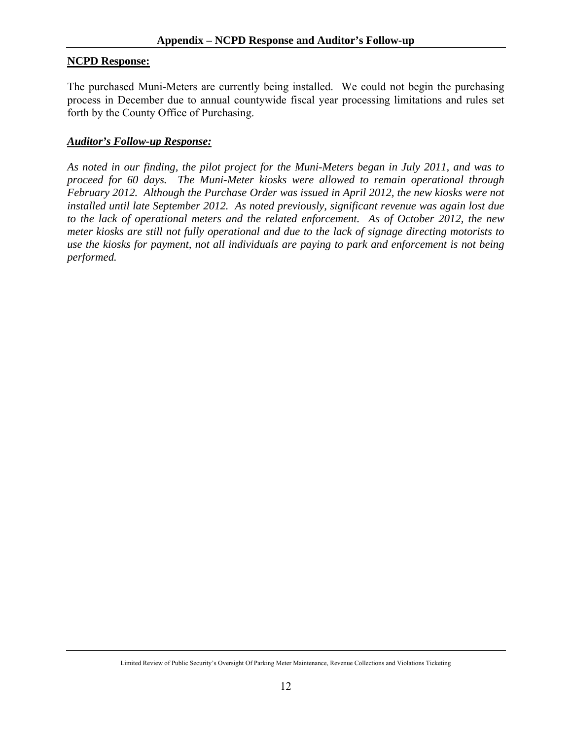## Appendix – NCPD Response and Auditor's Follow-up

**NCPD Response:**

The purchased Muni-Meters are currently being installed. We could not begin the purchasing process in December due to annual countywide fiscal year processing limitations and rules set forth by the County Office of Purchasing.

***Auditor's Follow-up Response:***

*As noted in our finding, the pilot project for the Muni-Meters began in July 2011, and was to proceed for 60 days. The Muni-Meter kiosks were allowed to remain operational through February 2012. Although the Purchase Order was issued in April 2012, the new kiosks were not installed until late September 2012. As noted previously, significant revenue was again lost due to the lack of operational meters and the related enforcement. As of October 2012, the new meter kiosks are still not fully operational and due to the lack of signage directing motorists to use the kiosks for payment, not all individuals are paying to park and enforcement is not being performed.*